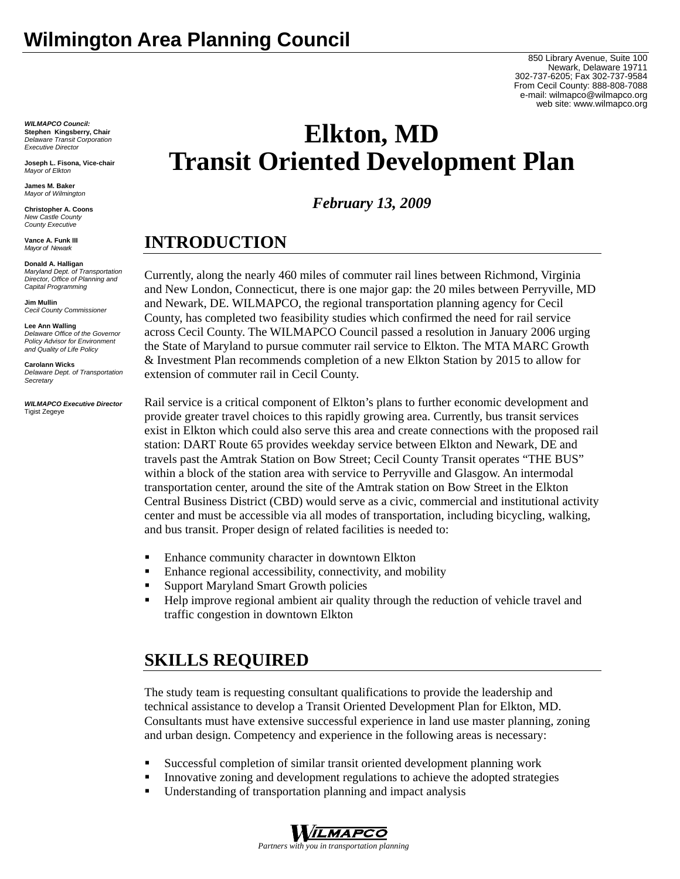# Wilmington Area Planning Council

850 Library Avenue, Suite 100
Newark, Delaware 19711
302-737-6205; Fax 302-737-9584
From Cecil County: 888-808-7088
e-mail: wilmapco@wilmapco.org
web site: www.wilmapco.org

***WILMAPCO Council:***
**Stephen Kingsberry, Chair**
*Delaware Transit Corporation Executive Director*

**Joseph L. Fisona, Vice-chair**
*Mayor of Elkton*

**James M. Baker**
*Mayor of Wilmington*

**Christopher A. Coons**
*New Castle County County Executive*

**Vance A. Funk III**
*Mayor of Newark*

**Donald A. Halligan**
*Maryland Dept. of Transportation Director, Office of Planning and Capital Programming*

**Jim Mullin**
*Cecil County Commissioner*

**Lee Ann Walling**
*Delaware Office of the Governor Policy Advisor for Environment and Quality of Life Policy*

**Carolann Wicks**
*Delaware Dept. of Transportation Secretary*

***WILMAPCO Executive Director***
Tigist Zegeye

# Elkton, MD Transit Oriented Development Plan

***February 13, 2009***

## INTRODUCTION

Currently, along the nearly 460 miles of commuter rail lines between Richmond, Virginia and New London, Connecticut, there is one major gap: the 20 miles between Perryville, MD and Newark, DE. WILMAPCO, the regional transportation planning agency for Cecil County, has completed two feasibility studies which confirmed the need for rail service across Cecil County. The WILMAPCO Council passed a resolution in January 2006 urging the State of Maryland to pursue commuter rail service to Elkton. The MTA MARC Growth & Investment Plan recommends completion of a new Elkton Station by 2015 to allow for extension of commuter rail in Cecil County.

Rail service is a critical component of Elkton's plans to further economic development and provide greater travel choices to this rapidly growing area. Currently, bus transit services exist in Elkton which could also serve this area and create connections with the proposed rail station: DART Route 65 provides weekday service between Elkton and Newark, DE and travels past the Amtrak Station on Bow Street; Cecil County Transit operates "THE BUS" within a block of the station area with service to Perryville and Glasgow. An intermodal transportation center, around the site of the Amtrak station on Bow Street in the Elkton Central Business District (CBD) would serve as a civic, commercial and institutional activity center and must be accessible via all modes of transportation, including bicycling, walking, and bus transit. Proper design of related facilities is needed to:

- Enhance community character in downtown Elkton
- Enhance regional accessibility, connectivity, and mobility
- Support Maryland Smart Growth policies
- Help improve regional ambient air quality through the reduction of vehicle travel and traffic congestion in downtown Elkton

## SKILLS REQUIRED

The study team is requesting consultant qualifications to provide the leadership and technical assistance to develop a Transit Oriented Development Plan for Elkton, MD. Consultants must have extensive successful experience in land use master planning, zoning and urban design. Competency and experience in the following areas is necessary:

- Successful completion of similar transit oriented development planning work
- Innovative zoning and development regulations to achieve the adopted strategies
- Understanding of transportation planning and impact analysis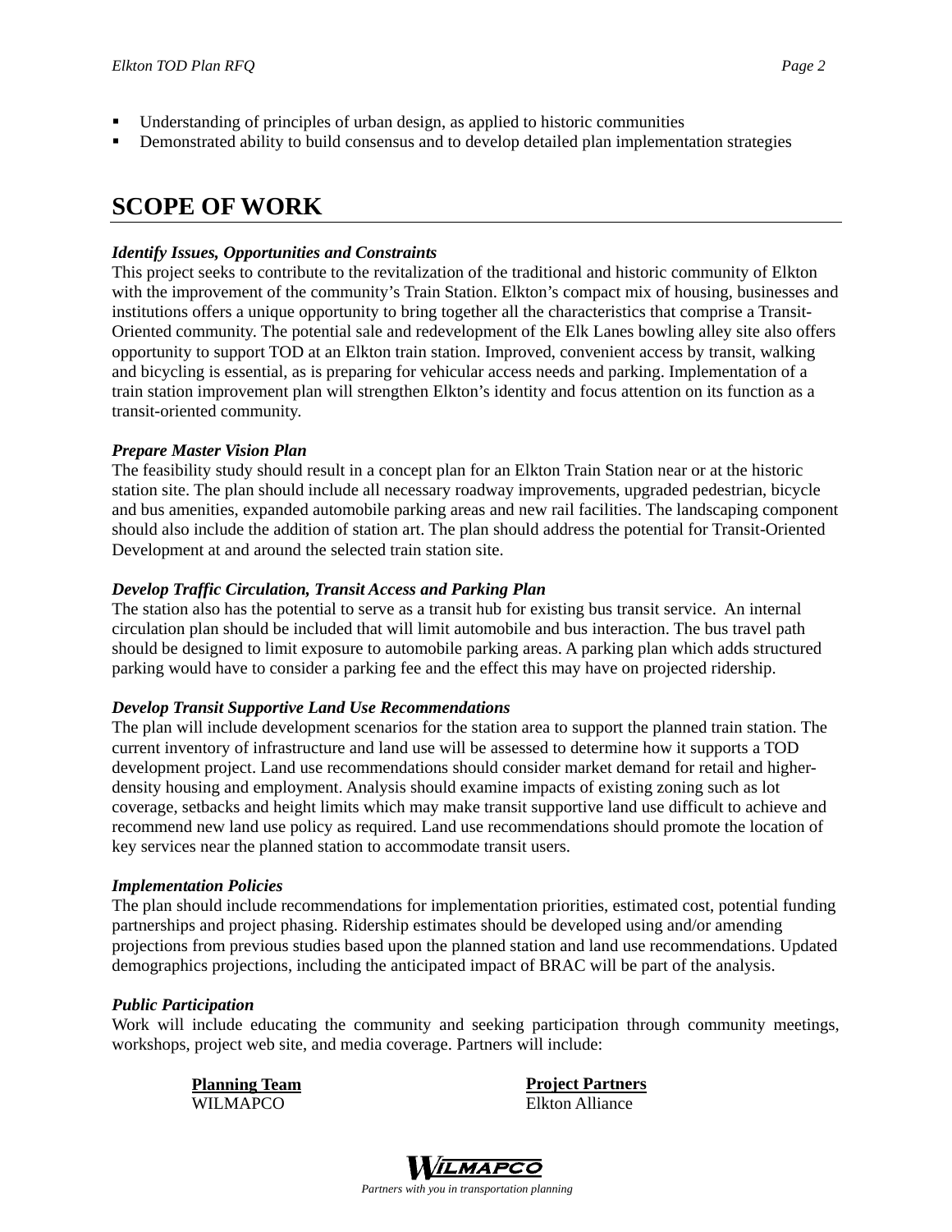- Understanding of principles of urban design, as applied to historic communities
- Demonstrated ability to build consensus and to develop detailed plan implementation strategies

## SCOPE OF WORK

***Identify Issues, Opportunities and Constraints***

This project seeks to contribute to the revitalization of the traditional and historic community of Elkton with the improvement of the community's Train Station. Elkton's compact mix of housing, businesses and institutions offers a unique opportunity to bring together all the characteristics that comprise a Transit-Oriented community. The potential sale and redevelopment of the Elk Lanes bowling alley site also offers opportunity to support TOD at an Elkton train station. Improved, convenient access by transit, walking and bicycling is essential, as is preparing for vehicular access needs and parking. Implementation of a train station improvement plan will strengthen Elkton's identity and focus attention on its function as a transit-oriented community.

***Prepare Master Vision Plan***

The feasibility study should result in a concept plan for an Elkton Train Station near or at the historic station site. The plan should include all necessary roadway improvements, upgraded pedestrian, bicycle and bus amenities, expanded automobile parking areas and new rail facilities. The landscaping component should also include the addition of station art. The plan should address the potential for Transit-Oriented Development at and around the selected train station site.

***Develop Traffic Circulation, Transit Access and Parking Plan***

The station also has the potential to serve as a transit hub for existing bus transit service. An internal circulation plan should be included that will limit automobile and bus interaction. The bus travel path should be designed to limit exposure to automobile parking areas. A parking plan which adds structured parking would have to consider a parking fee and the effect this may have on projected ridership.

***Develop Transit Supportive Land Use Recommendations***

The plan will include development scenarios for the station area to support the planned train station. The current inventory of infrastructure and land use will be assessed to determine how it supports a TOD development project. Land use recommendations should consider market demand for retail and higher-density housing and employment. Analysis should examine impacts of existing zoning such as lot coverage, setbacks and height limits which may make transit supportive land use difficult to achieve and recommend new land use policy as required. Land use recommendations should promote the location of key services near the planned station to accommodate transit users.

***Implementation Policies***

The plan should include recommendations for implementation priorities, estimated cost, potential funding partnerships and project phasing. Ridership estimates should be developed using and/or amending projections from previous studies based upon the planned station and land use recommendations. Updated demographics projections, including the anticipated impact of BRAC will be part of the analysis.

***Public Participation***

Work will include educating the community and seeking participation through community meetings, workshops, project web site, and media coverage. Partners will include:

| **Planning Team** | **Project Partners** |
|---|---|
| WILMAPCO | Elkton Alliance |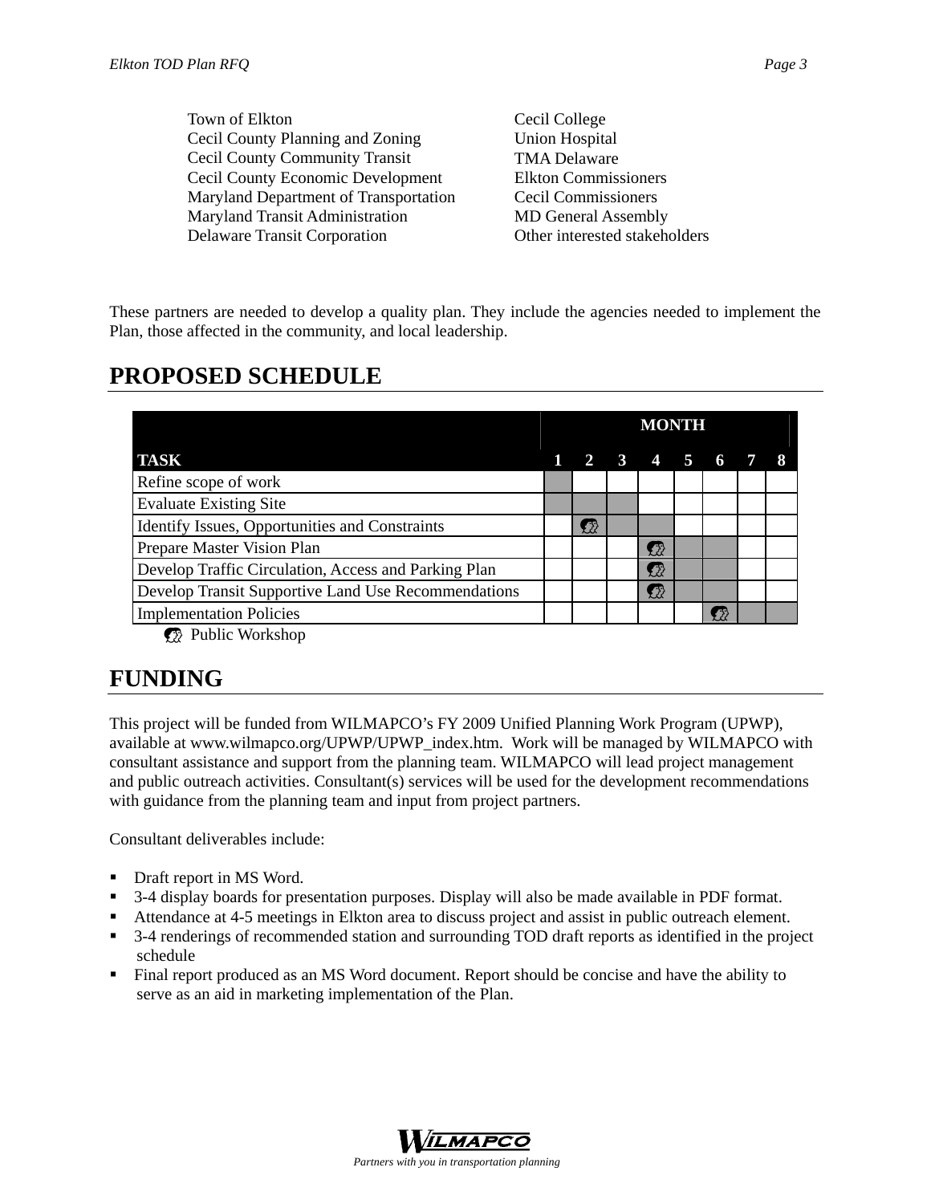Town of Elkton
Cecil County Planning and Zoning
Cecil County Community Transit
Cecil County Economic Development
Maryland Department of Transportation
Maryland Transit Administration
Delaware Transit Corporation
Cecil College
Union Hospital
TMA Delaware
Elkton Commissioners
Cecil Commissioners
MD General Assembly
Other interested stakeholders

These partners are needed to develop a quality plan. They include the agencies needed to implement the Plan, those affected in the community, and local leadership.

## PROPOSED SCHEDULE

| | MONTH | | | | | | | |
|---|---|---|---|---|---|---|---|---|
| **TASK** | **1** | **2** | **3** | **4** | **5** | **6** | **7** | **8** |
| Refine scope of work | ■ | | | | | | | |
| Evaluate Existing Site | ■ | ■ | ■ | | | | | |
| Identify Issues, Opportunities and Constraints | | ☺ | ■ | ■ | | | | |
| Prepare Master Vision Plan | | | | ☺ | ■ | ■ | | |
| Develop Traffic Circulation, Access and Parking Plan | | | | ☺ | ■ | ■ | | |
| Develop Transit Supportive Land Use Recommendations | | | | ☺ | ■ | ■ | | |
| Implementation Policies | | | | | | ☺ | ■ | ■ |

☺ Public Workshop

## FUNDING

This project will be funded from WILMAPCO's FY 2009 Unified Planning Work Program (UPWP), available at www.wilmapco.org/UPWP/UPWP_index.htm. Work will be managed by WILMAPCO with consultant assistance and support from the planning team. WILMAPCO will lead project management and public outreach activities. Consultant(s) services will be used for the development recommendations with guidance from the planning team and input from project partners.

Consultant deliverables include:

- Draft report in MS Word.
- 3-4 display boards for presentation purposes. Display will also be made available in PDF format.
- Attendance at 4-5 meetings in Elkton area to discuss project and assist in public outreach element.
- 3-4 renderings of recommended station and surrounding TOD draft reports as identified in the project schedule
- Final report produced as an MS Word document. Report should be concise and have the ability to serve as an aid in marketing implementation of the Plan.